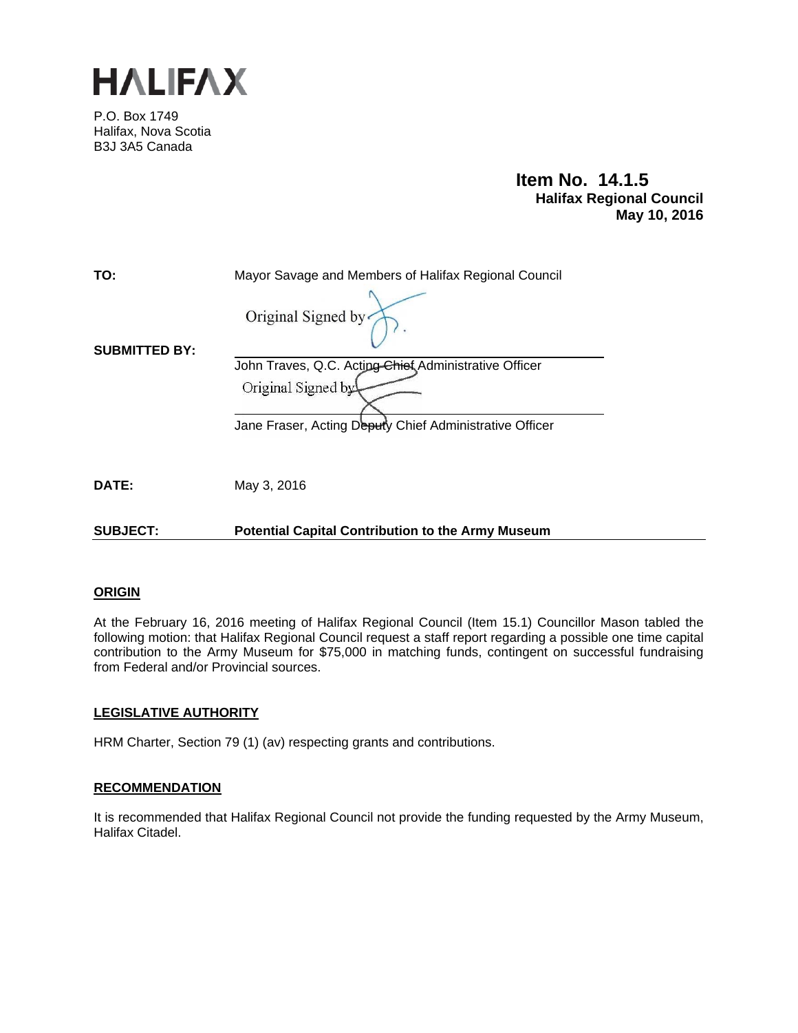# HALIFAX

P.O. Box 1749
Halifax, Nova Scotia
B3J 3A5 Canada

**Item No. 14.1.5**
**Halifax Regional Council**
**May 10, 2016**

**TO:** Mayor Savage and Members of Halifax Regional Council

**SUBMITTED BY:**

Original Signed by

John Traves, Q.C. Acting Chief Administrative Officer

Original Signed by

Jane Fraser, Acting Deputy Chief Administrative Officer

**DATE:** May 3, 2016

**SUBJECT:** **Potential Capital Contribution to the Army Museum**

## ORIGIN

At the February 16, 2016 meeting of Halifax Regional Council (Item 15.1) Councillor Mason tabled the following motion: that Halifax Regional Council request a staff report regarding a possible one time capital contribution to the Army Museum for $75,000 in matching funds, contingent on successful fundraising from Federal and/or Provincial sources.

## LEGISLATIVE AUTHORITY

HRM Charter, Section 79 (1) (av) respecting grants and contributions.

## RECOMMENDATION

It is recommended that Halifax Regional Council not provide the funding requested by the Army Museum, Halifax Citadel.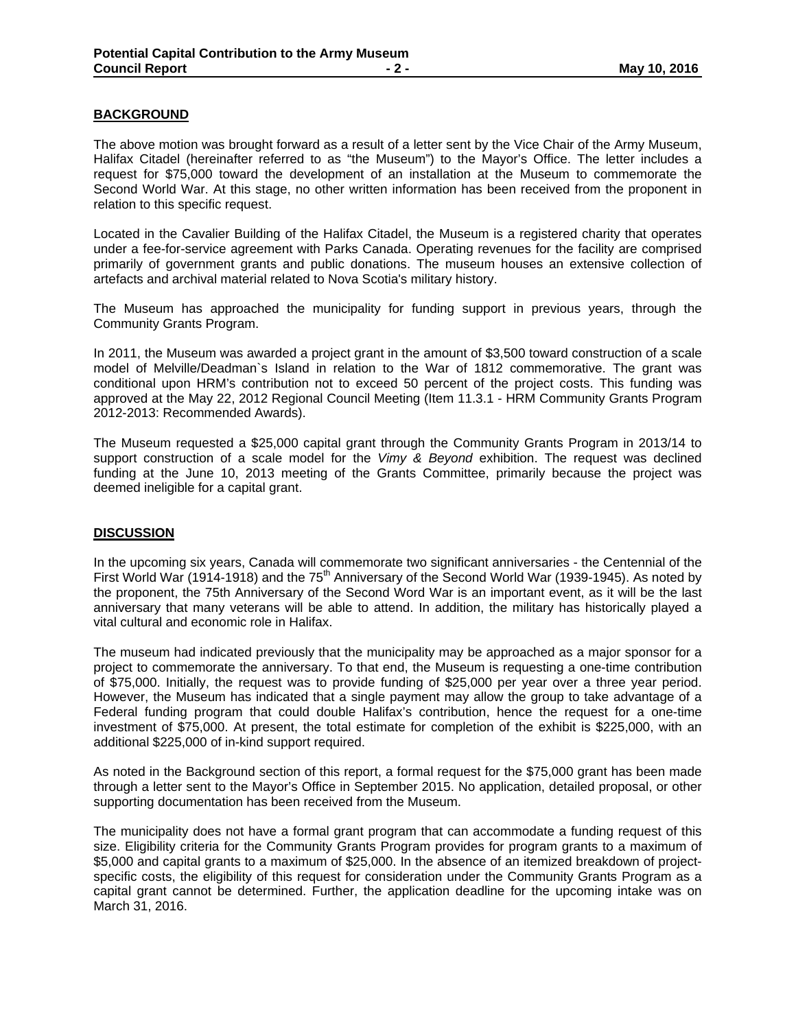## BACKGROUND

The above motion was brought forward as a result of a letter sent by the Vice Chair of the Army Museum, Halifax Citadel (hereinafter referred to as "the Museum") to the Mayor's Office. The letter includes a request for $75,000 toward the development of an installation at the Museum to commemorate the Second World War. At this stage, no other written information has been received from the proponent in relation to this specific request.

Located in the Cavalier Building of the Halifax Citadel, the Museum is a registered charity that operates under a fee-for-service agreement with Parks Canada. Operating revenues for the facility are comprised primarily of government grants and public donations. The museum houses an extensive collection of artefacts and archival material related to Nova Scotia's military history.

The Museum has approached the municipality for funding support in previous years, through the Community Grants Program.

In 2011, the Museum was awarded a project grant in the amount of $3,500 toward construction of a scale model of Melville/Deadman`s Island in relation to the War of 1812 commemorative. The grant was conditional upon HRM's contribution not to exceed 50 percent of the project costs. This funding was approved at the May 22, 2012 Regional Council Meeting (Item 11.3.1 - HRM Community Grants Program 2012-2013: Recommended Awards).

The Museum requested a $25,000 capital grant through the Community Grants Program in 2013/14 to support construction of a scale model for the *Vimy & Beyond* exhibition. The request was declined funding at the June 10, 2013 meeting of the Grants Committee, primarily because the project was deemed ineligible for a capital grant.

## DISCUSSION

In the upcoming six years, Canada will commemorate two significant anniversaries - the Centennial of the First World War (1914-1918) and the 75th Anniversary of the Second World War (1939-1945). As noted by the proponent, the 75th Anniversary of the Second Word War is an important event, as it will be the last anniversary that many veterans will be able to attend. In addition, the military has historically played a vital cultural and economic role in Halifax.

The museum had indicated previously that the municipality may be approached as a major sponsor for a project to commemorate the anniversary. To that end, the Museum is requesting a one-time contribution of $75,000. Initially, the request was to provide funding of $25,000 per year over a three year period. However, the Museum has indicated that a single payment may allow the group to take advantage of a Federal funding program that could double Halifax's contribution, hence the request for a one-time investment of $75,000. At present, the total estimate for completion of the exhibit is $225,000, with an additional $225,000 of in-kind support required.

As noted in the Background section of this report, a formal request for the $75,000 grant has been made through a letter sent to the Mayor's Office in September 2015. No application, detailed proposal, or other supporting documentation has been received from the Museum.

The municipality does not have a formal grant program that can accommodate a funding request of this size. Eligibility criteria for the Community Grants Program provides for program grants to a maximum of $5,000 and capital grants to a maximum of $25,000. In the absence of an itemized breakdown of project-specific costs, the eligibility of this request for consideration under the Community Grants Program as a capital grant cannot be determined. Further, the application deadline for the upcoming intake was on March 31, 2016.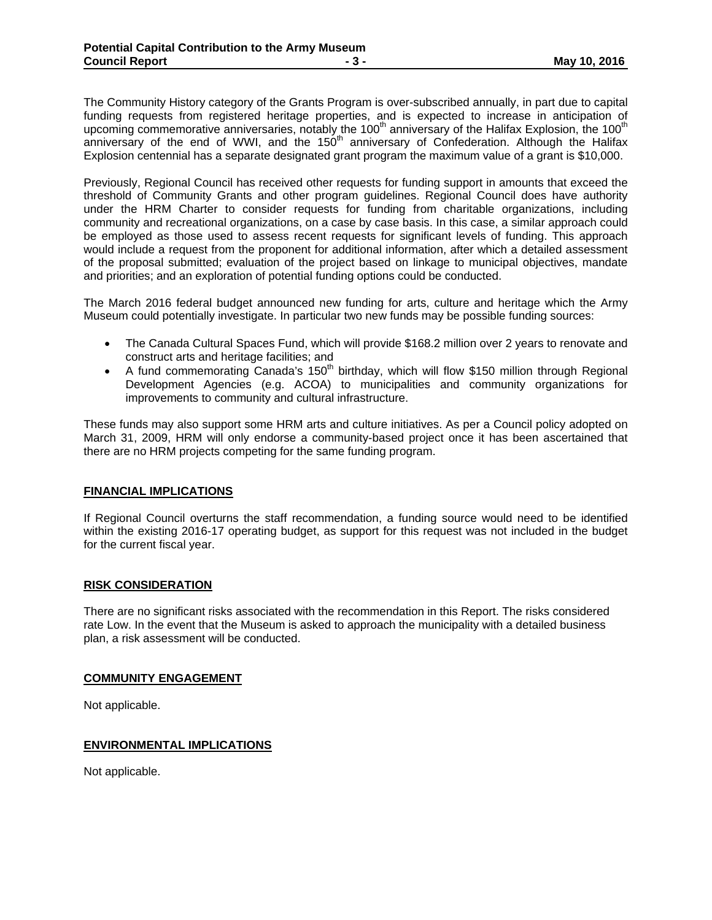The Community History category of the Grants Program is over-subscribed annually, in part due to capital funding requests from registered heritage properties, and is expected to increase in anticipation of upcoming commemorative anniversaries, notably the 100th anniversary of the Halifax Explosion, the 100th anniversary of the end of WWI, and the 150th anniversary of Confederation. Although the Halifax Explosion centennial has a separate designated grant program the maximum value of a grant is $10,000.

Previously, Regional Council has received other requests for funding support in amounts that exceed the threshold of Community Grants and other program guidelines. Regional Council does have authority under the HRM Charter to consider requests for funding from charitable organizations, including community and recreational organizations, on a case by case basis. In this case, a similar approach could be employed as those used to assess recent requests for significant levels of funding. This approach would include a request from the proponent for additional information, after which a detailed assessment of the proposal submitted; evaluation of the project based on linkage to municipal objectives, mandate and priorities; and an exploration of potential funding options could be conducted.

The March 2016 federal budget announced new funding for arts, culture and heritage which the Army Museum could potentially investigate. In particular two new funds may be possible funding sources:

- The Canada Cultural Spaces Fund, which will provide $168.2 million over 2 years to renovate and construct arts and heritage facilities; and
- A fund commemorating Canada's 150th birthday, which will flow $150 million through Regional Development Agencies (e.g. ACOA) to municipalities and community organizations for improvements to community and cultural infrastructure.

These funds may also support some HRM arts and culture initiatives. As per a Council policy adopted on March 31, 2009, HRM will only endorse a community-based project once it has been ascertained that there are no HRM projects competing for the same funding program.

## FINANCIAL IMPLICATIONS

If Regional Council overturns the staff recommendation, a funding source would need to be identified within the existing 2016-17 operating budget, as support for this request was not included in the budget for the current fiscal year.

## RISK CONSIDERATION

There are no significant risks associated with the recommendation in this Report. The risks considered rate Low. In the event that the Museum is asked to approach the municipality with a detailed business plan, a risk assessment will be conducted.

## COMMUNITY ENGAGEMENT

Not applicable.

## ENVIRONMENTAL IMPLICATIONS

Not applicable.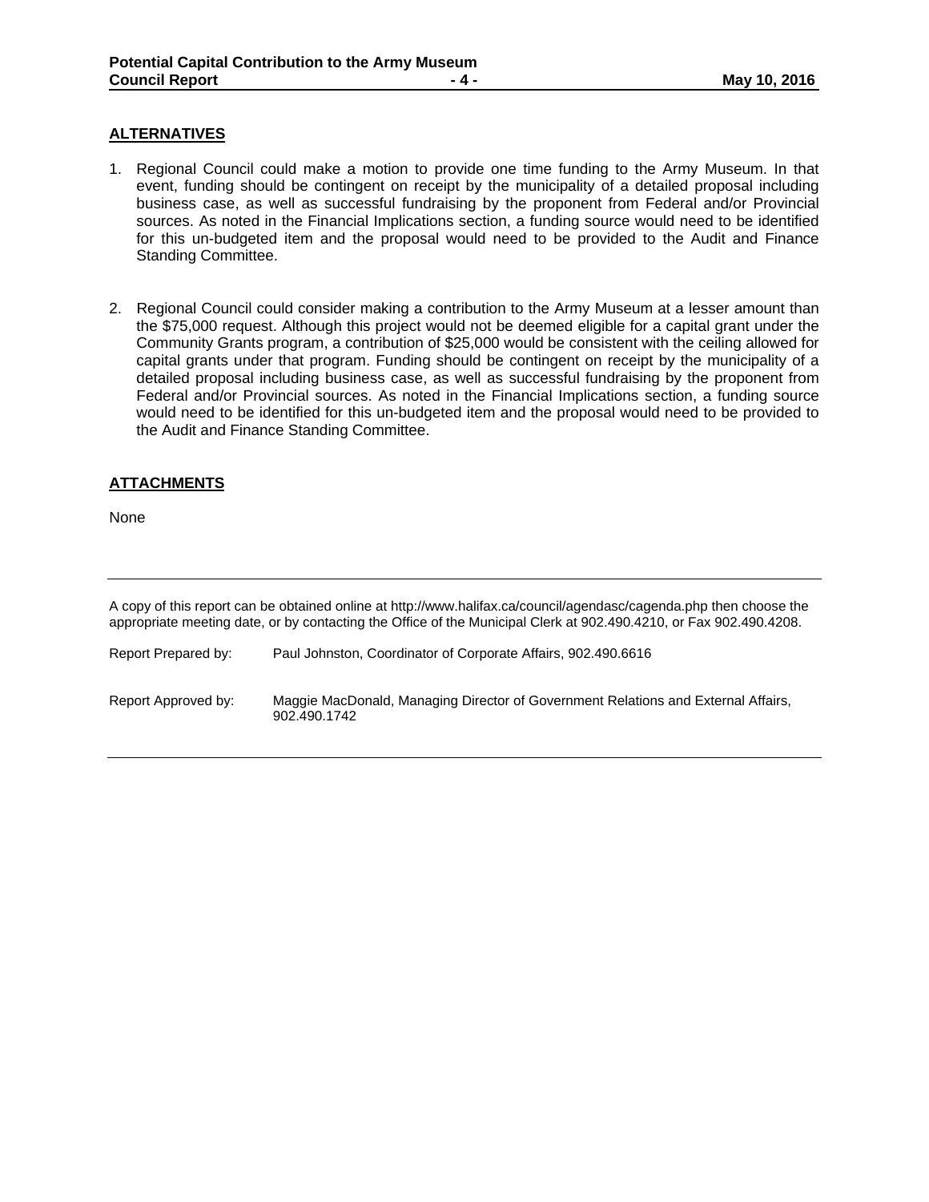## ALTERNATIVES

1. Regional Council could make a motion to provide one time funding to the Army Museum. In that event, funding should be contingent on receipt by the municipality of a detailed proposal including business case, as well as successful fundraising by the proponent from Federal and/or Provincial sources. As noted in the Financial Implications section, a funding source would need to be identified for this un-budgeted item and the proposal would need to be provided to the Audit and Finance Standing Committee.

2. Regional Council could consider making a contribution to the Army Museum at a lesser amount than the $75,000 request. Although this project would not be deemed eligible for a capital grant under the Community Grants program, a contribution of $25,000 would be consistent with the ceiling allowed for capital grants under that program. Funding should be contingent on receipt by the municipality of a detailed proposal including business case, as well as successful fundraising by the proponent from Federal and/or Provincial sources. As noted in the Financial Implications section, a funding source would need to be identified for this un-budgeted item and the proposal would need to be provided to the Audit and Finance Standing Committee.

## ATTACHMENTS

None

---

A copy of this report can be obtained online at http://www.halifax.ca/council/agendasc/cagenda.php then choose the appropriate meeting date, or by contacting the Office of the Municipal Clerk at 902.490.4210, or Fax 902.490.4208.

Report Prepared by: Paul Johnston, Coordinator of Corporate Affairs, 902.490.6616

Report Approved by: Maggie MacDonald, Managing Director of Government Relations and External Affairs, 902.490.1742